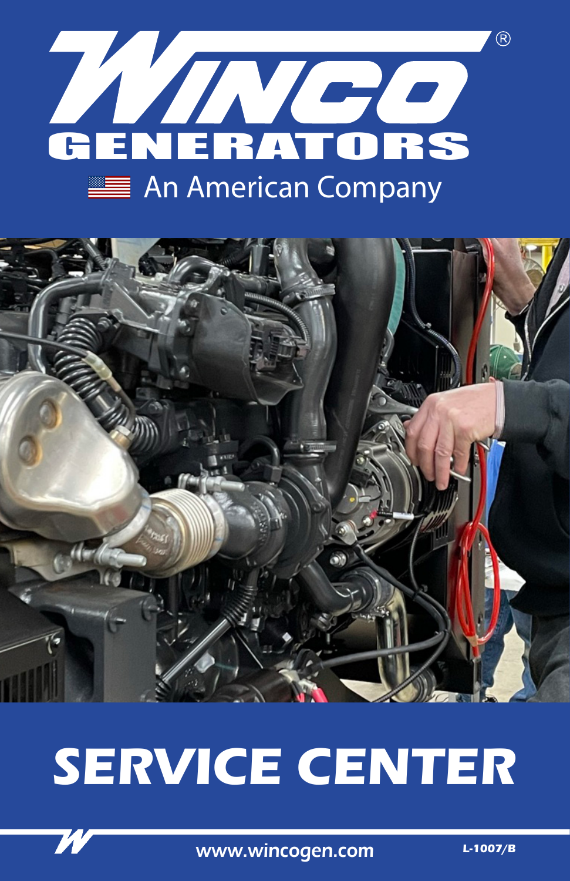# WINCO® GENERATORS

An American Company

# SERVICE CENTER

www.wincogen.com

L-1007/B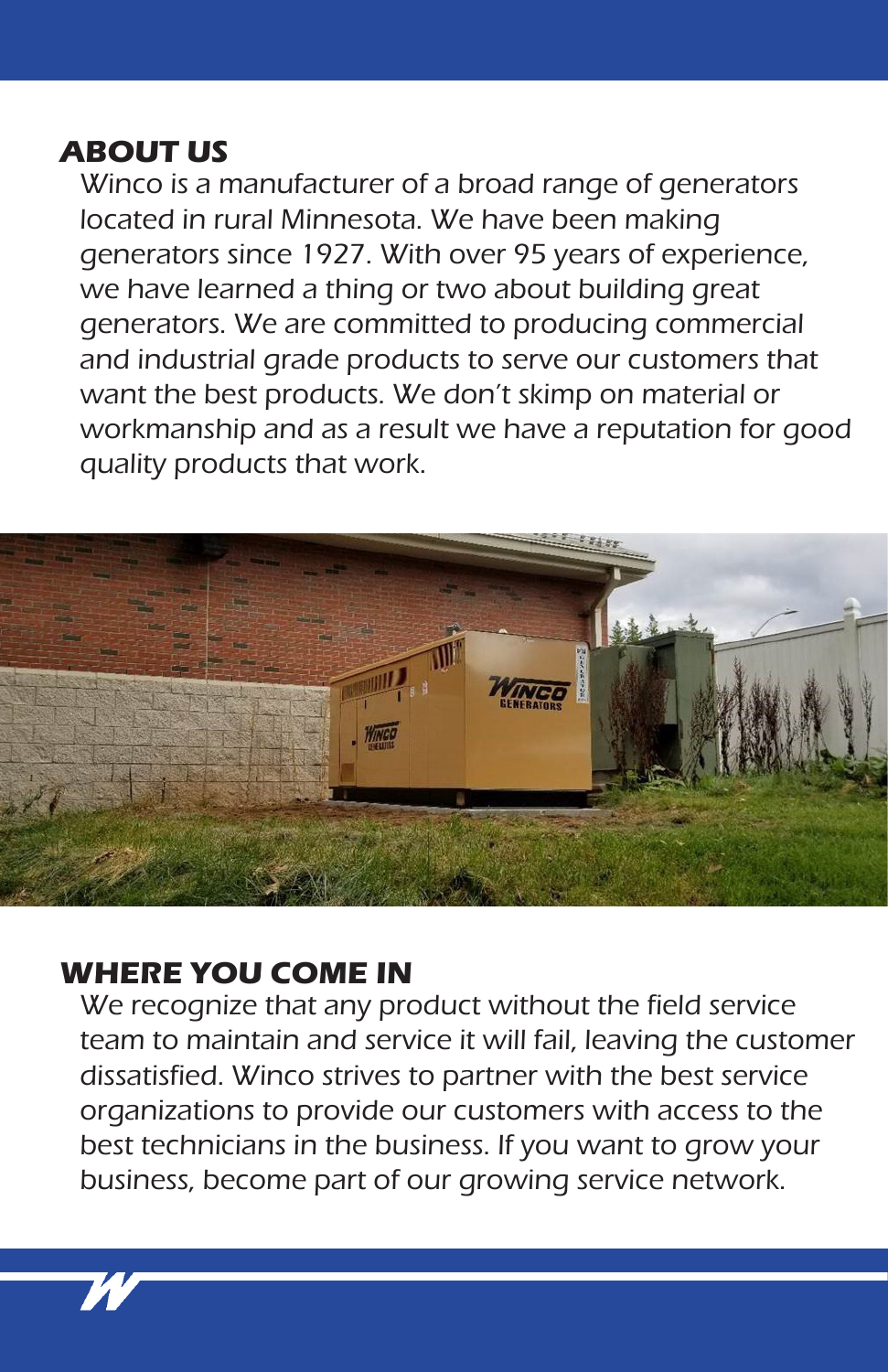## ABOUT US

Winco is a manufacturer of a broad range of generators located in rural Minnesota. We have been making generators since 1927. With over 95 years of experience, we have learned a thing or two about building great generators. We are committed to producing commercial and industrial grade products to serve our customers that want the best products. We don't skimp on material or workmanship and as a result we have a reputation for good quality products that work.

## WHERE YOU COME IN

We recognize that any product without the field service team to maintain and service it will fail, leaving the customer dissatisfied. Winco strives to partner with the best service organizations to provide our customers with access to the best technicians in the business. If you want to grow your business, become part of our growing service network.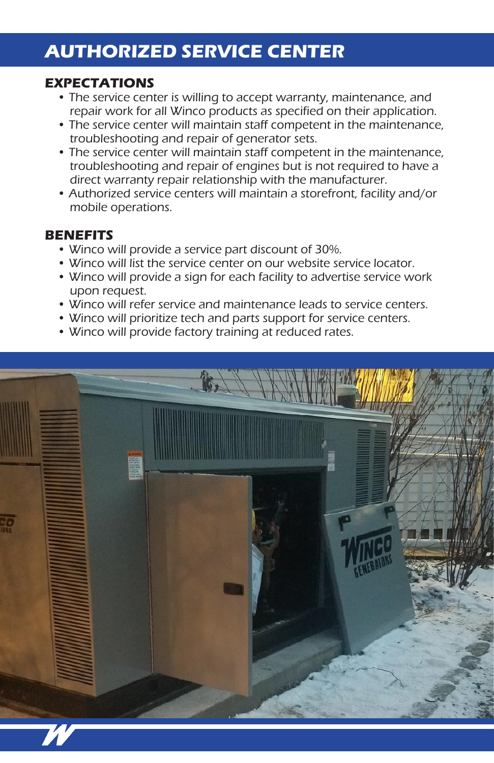# AUTHORIZED SERVICE CENTER

## EXPECTATIONS

- The service center is willing to accept warranty, maintenance, and repair work for all Winco products as specified on their application.
- The service center will maintain staff competent in the maintenance, troubleshooting and repair of generator sets.
- The service center will maintain staff competent in the maintenance, troubleshooting and repair of engines but is not required to have a direct warranty repair relationship with the manufacturer.
- Authorized service centers will maintain a storefront, facility and/or mobile operations.

## BENEFITS

- Winco will provide a service part discount of 30%.
- Winco will list the service center on our website service locator.
- Winco will provide a sign for each facility to advertise service work upon request.
- Winco will refer service and maintenance leads to service centers.
- Winco will prioritize tech and parts support for service centers.
- Winco will provide factory training at reduced rates.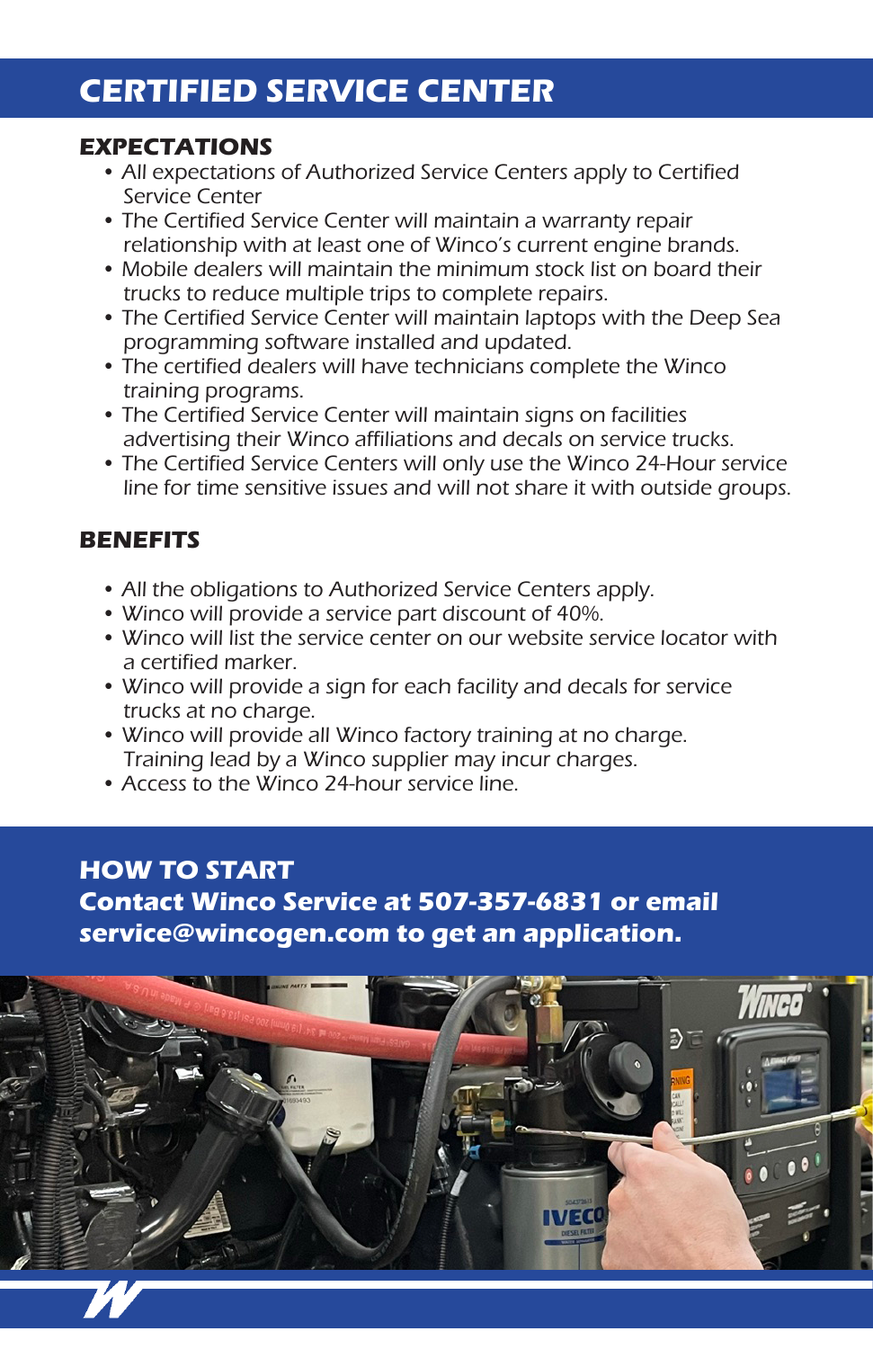# CERTIFIED SERVICE CENTER

## EXPECTATIONS

- All expectations of Authorized Service Centers apply to Certified Service Center
- The Certified Service Center will maintain a warranty repair relationship with at least one of Winco's current engine brands.
- Mobile dealers will maintain the minimum stock list on board their trucks to reduce multiple trips to complete repairs.
- The Certified Service Center will maintain laptops with the Deep Sea programming software installed and updated.
- The certified dealers will have technicians complete the Winco training programs.
- The Certified Service Center will maintain signs on facilities advertising their Winco affiliations and decals on service trucks.
- The Certified Service Centers will only use the Winco 24-Hour service line for time sensitive issues and will not share it with outside groups.

## BENEFITS

- All the obligations to Authorized Service Centers apply.
- Winco will provide a service part discount of 40%.
- Winco will list the service center on our website service locator with a certified marker.
- Winco will provide a sign for each facility and decals for service trucks at no charge.
- Winco will provide all Winco factory training at no charge. Training lead by a Winco supplier may incur charges.
- Access to the Winco 24-hour service line.

## HOW TO START

**Contact Winco Service at 507-357-6831 or email service@wincogen.com to get an application.**